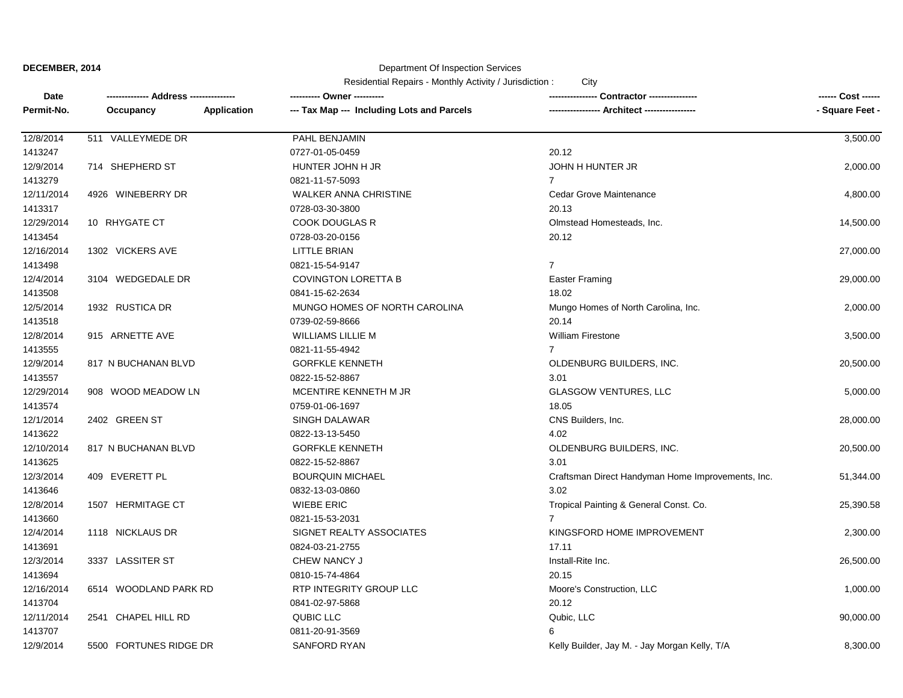**DECEMBER, 2014**

Department Of Inspection Services

Residential Repairs - Monthly Activity / Jurisdiction : City

| Date / Permit-No. | Address / Occupancy / Application | Owner / Tax Map --- Including Lots and Parcels | Contractor / Architect | Cost / Square Feet |
|---|---|---|---|---|
| 12/8/2014 | 511 VALLEYMEDE DR | PAHL BENJAMIN | | 3,500.00 |
| 1413247 | | 0727-01-05-0459 | 20.12 | |
| 12/9/2014 | 714 SHEPHERD ST | HUNTER JOHN H JR | JOHN H HUNTER JR | 2,000.00 |
| 1413279 | | 0821-11-57-5093 | 7 | |
| 12/11/2014 | 4926 WINEBERRY DR | WALKER ANNA CHRISTINE | Cedar Grove Maintenance | 4,800.00 |
| 1413317 | | 0728-03-30-3800 | 20.13 | |
| 12/29/2014 | 10 RHYGATE CT | COOK DOUGLAS R | Olmstead Homesteads, Inc. | 14,500.00 |
| 1413454 | | 0728-03-20-0156 | 20.12 | |
| 12/16/2014 | 1302 VICKERS AVE | LITTLE BRIAN | | 27,000.00 |
| 1413498 | | 0821-15-54-9147 | 7 | |
| 12/4/2014 | 3104 WEDGEDALE DR | COVINGTON LORETTA B | Easter Framing | 29,000.00 |
| 1413508 | | 0841-15-62-2634 | 18.02 | |
| 12/5/2014 | 1932 RUSTICA DR | MUNGO HOMES OF NORTH CAROLINA | Mungo Homes of North Carolina, Inc. | 2,000.00 |
| 1413518 | | 0739-02-59-8666 | 20.14 | |
| 12/8/2014 | 915 ARNETTE AVE | WILLIAMS LILLIE M | William Firestone | 3,500.00 |
| 1413555 | | 0821-11-55-4942 | 7 | |
| 12/9/2014 | 817 N BUCHANAN BLVD | GORFKLE KENNETH | OLDENBURG BUILDERS, INC. | 20,500.00 |
| 1413557 | | 0822-15-52-8867 | 3.01 | |
| 12/29/2014 | 908 WOOD MEADOW LN | MCENTIRE KENNETH M JR | GLASGOW VENTURES, LLC | 5,000.00 |
| 1413574 | | 0759-01-06-1697 | 18.05 | |
| 12/1/2014 | 2402 GREEN ST | SINGH DALAWAR | CNS Builders, Inc. | 28,000.00 |
| 1413622 | | 0822-13-13-5450 | 4.02 | |
| 12/10/2014 | 817 N BUCHANAN BLVD | GORFKLE KENNETH | OLDENBURG BUILDERS, INC. | 20,500.00 |
| 1413625 | | 0822-15-52-8867 | 3.01 | |
| 12/3/2014 | 409 EVERETT PL | BOURQUIN MICHAEL | Craftsman Direct Handyman Home Improvements, Inc. | 51,344.00 |
| 1413646 | | 0832-13-03-0860 | 3.02 | |
| 12/8/2014 | 1507 HERMITAGE CT | WIEBE ERIC | Tropical Painting & General Const. Co. | 25,390.58 |
| 1413660 | | 0821-15-53-2031 | 7 | |
| 12/4/2014 | 1118 NICKLAUS DR | SIGNET REALTY ASSOCIATES | KINGSFORD HOME IMPROVEMENT | 2,300.00 |
| 1413691 | | 0824-03-21-2755 | 17.11 | |
| 12/3/2014 | 3337 LASSITER ST | CHEW NANCY J | Install-Rite Inc. | 26,500.00 |
| 1413694 | | 0810-15-74-4864 | 20.15 | |
| 12/16/2014 | 6514 WOODLAND PARK RD | RTP INTEGRITY GROUP LLC | Moore's Construction, LLC | 1,000.00 |
| 1413704 | | 0841-02-97-5868 | 20.12 | |
| 12/11/2014 | 2541 CHAPEL HILL RD | QUBIC LLC | Qubic, LLC | 90,000.00 |
| 1413707 | | 0811-20-91-3569 | 6 | |
| 12/9/2014 | 5500 FORTUNES RIDGE DR | SANFORD RYAN | Kelly Builder, Jay M. - Jay Morgan Kelly, T/A | 8,300.00 |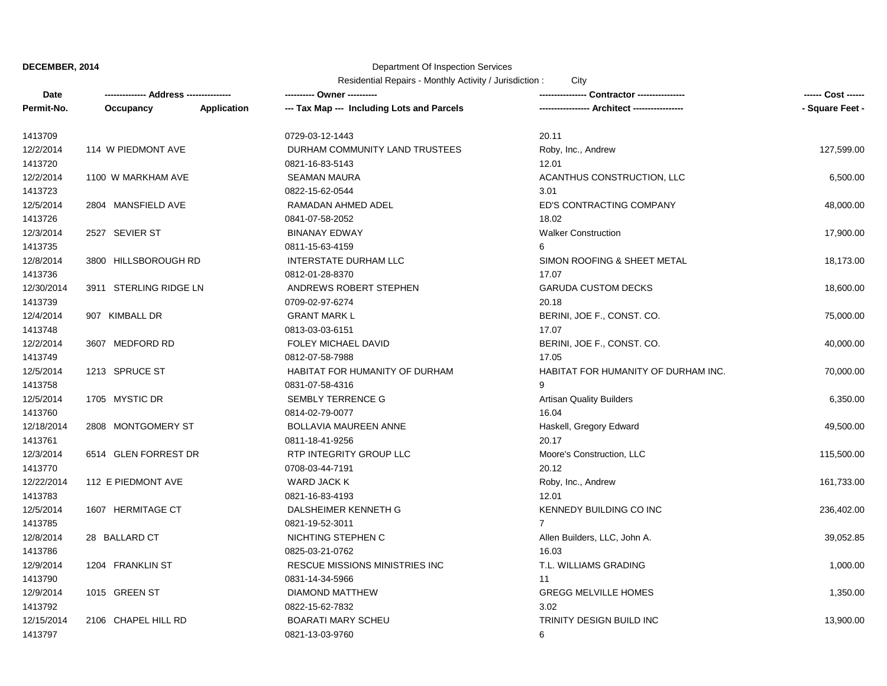**DECEMBER, 2014**

Department Of Inspection Services

Residential Repairs - Monthly Activity / Jurisdiction : City

| Date / Permit-No. | Address / Occupancy / Application | Owner / Tax Map --- Including Lots and Parcels | Contractor / Architect | Cost / Square Feet |
|---|---|---|---|---|
| 1413709 | | 0729-03-12-1443 | 20.11 | |
| 12/2/2014 | 114 W PIEDMONT AVE | DURHAM COMMUNITY LAND TRUSTEES | Roby, Inc., Andrew | 127,599.00 |
| 1413720 | | 0821-16-83-5143 | 12.01 | |
| 12/2/2014 | 1100 W MARKHAM AVE | SEAMAN MAURA | ACANTHUS CONSTRUCTION, LLC | 6,500.00 |
| 1413723 | | 0822-15-62-0544 | 3.01 | |
| 12/5/2014 | 2804 MANSFIELD AVE | RAMADAN AHMED ADEL | ED'S CONTRACTING COMPANY | 48,000.00 |
| 1413726 | | 0841-07-58-2052 | 18.02 | |
| 12/3/2014 | 2527 SEVIER ST | BINANAY EDWAY | Walker Construction | 17,900.00 |
| 1413735 | | 0811-15-63-4159 | 6 | |
| 12/8/2014 | 3800 HILLSBOROUGH RD | INTERSTATE DURHAM LLC | SIMON ROOFING & SHEET METAL | 18,173.00 |
| 1413736 | | 0812-01-28-8370 | 17.07 | |
| 12/30/2014 | 3911 STERLING RIDGE LN | ANDREWS ROBERT STEPHEN | GARUDA CUSTOM DECKS | 18,600.00 |
| 1413739 | | 0709-02-97-6274 | 20.18 | |
| 12/4/2014 | 907 KIMBALL DR | GRANT MARK L | BERINI, JOE F., CONST. CO. | 75,000.00 |
| 1413748 | | 0813-03-03-6151 | 17.07 | |
| 12/2/2014 | 3607 MEDFORD RD | FOLEY MICHAEL DAVID | BERINI, JOE F., CONST. CO. | 40,000.00 |
| 1413749 | | 0812-07-58-7988 | 17.05 | |
| 12/5/2014 | 1213 SPRUCE ST | HABITAT FOR HUMANITY OF DURHAM | HABITAT FOR HUMANITY OF DURHAM INC. | 70,000.00 |
| 1413758 | | 0831-07-58-4316 | 9 | |
| 12/5/2014 | 1705 MYSTIC DR | SEMBLY TERRENCE G | Artisan Quality Builders | 6,350.00 |
| 1413760 | | 0814-02-79-0077 | 16.04 | |
| 12/18/2014 | 2808 MONTGOMERY ST | BOLLAVIA MAUREEN ANNE | Haskell, Gregory Edward | 49,500.00 |
| 1413761 | | 0811-18-41-9256 | 20.17 | |
| 12/3/2014 | 6514 GLEN FORREST DR | RTP INTEGRITY GROUP LLC | Moore's Construction, LLC | 115,500.00 |
| 1413770 | | 0708-03-44-7191 | 20.12 | |
| 12/22/2014 | 112 E PIEDMONT AVE | WARD JACK K | Roby, Inc., Andrew | 161,733.00 |
| 1413783 | | 0821-16-83-4193 | 12.01 | |
| 12/5/2014 | 1607 HERMITAGE CT | DALSHEIMER KENNETH G | KENNEDY BUILDING CO INC | 236,402.00 |
| 1413785 | | 0821-19-52-3011 | 7 | |
| 12/8/2014 | 28 BALLARD CT | NICHTING STEPHEN C | Allen Builders, LLC, John A. | 39,052.85 |
| 1413786 | | 0825-03-21-0762 | 16.03 | |
| 12/9/2014 | 1204 FRANKLIN ST | RESCUE MISSIONS MINISTRIES INC | T.L. WILLIAMS GRADING | 1,000.00 |
| 1413790 | | 0831-14-34-5966 | 11 | |
| 12/9/2014 | 1015 GREEN ST | DIAMOND MATTHEW | GREGG MELVILLE HOMES | 1,350.00 |
| 1413792 | | 0822-15-62-7832 | 3.02 | |
| 12/15/2014 | 2106 CHAPEL HILL RD | BOARATI MARY SCHEU | TRINITY DESIGN BUILD INC | 13,900.00 |
| 1413797 | | 0821-13-03-9760 | 6 | |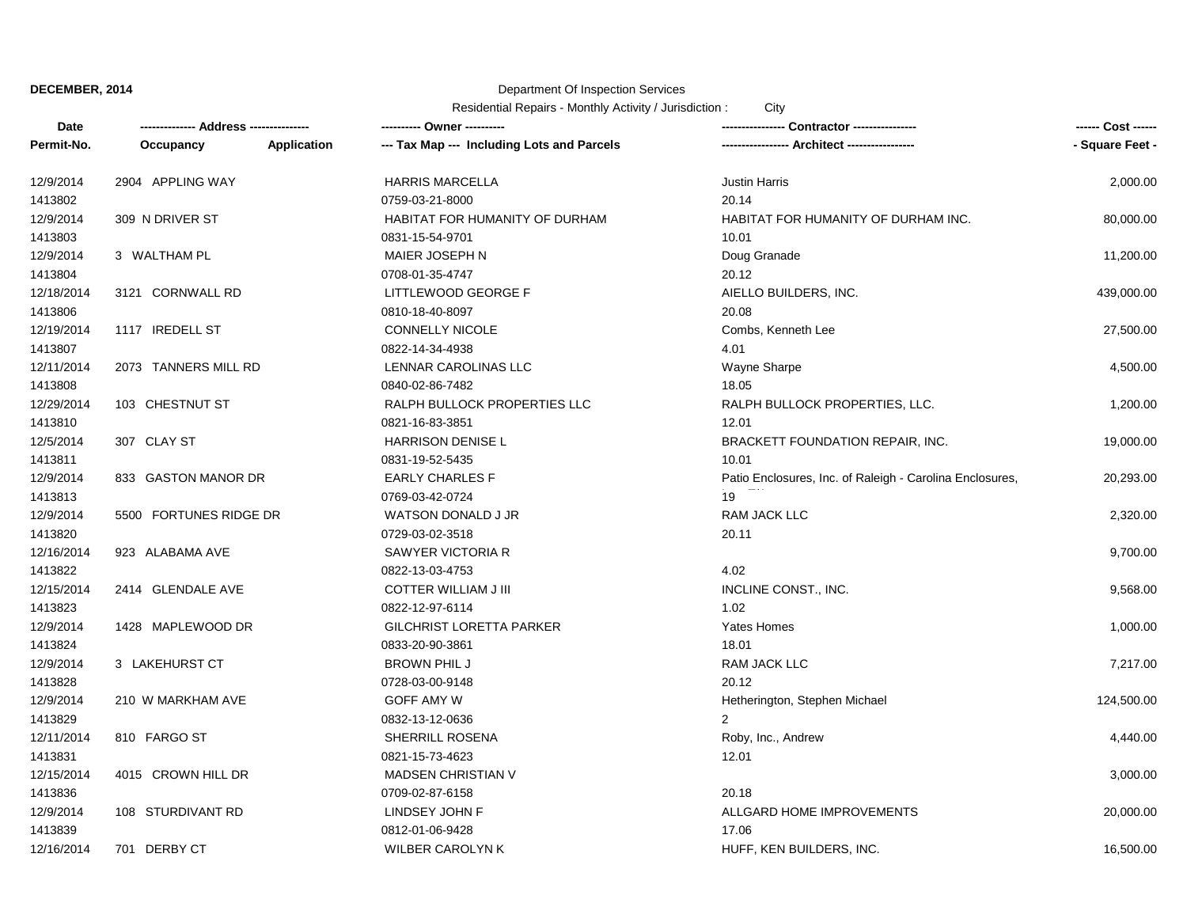**DECEMBER, 2014**

Department Of Inspection Services

Residential Repairs - Monthly Activity / Jurisdiction : City

| Date<br>Permit-No. | Address<br>Occupancy / Application | Owner<br>Tax Map --- Including Lots and Parcels | Contractor<br>Architect | Cost<br>Square Feet |
|---|---|---|---|---|
| 12/9/2014<br>1413802 | 2904 APPLING WAY | HARRIS MARCELLA<br>0759-03-21-8000 | Justin Harris<br>20.14 | 2,000.00 |
| 12/9/2014<br>1413803 | 309 N DRIVER ST | HABITAT FOR HUMANITY OF DURHAM<br>0831-15-54-9701 | HABITAT FOR HUMANITY OF DURHAM INC.<br>10.01 | 80,000.00 |
| 12/9/2014<br>1413804 | 3 WALTHAM PL | MAIER JOSEPH N<br>0708-01-35-4747 | Doug Granade<br>20.12 | 11,200.00 |
| 12/18/2014<br>1413806 | 3121 CORNWALL RD | LITTLEWOOD GEORGE F<br>0810-18-40-8097 | AIELLO BUILDERS, INC.<br>20.08 | 439,000.00 |
| 12/19/2014<br>1413807 | 1117 IREDELL ST | CONNELLY NICOLE<br>0822-14-34-4938 | Combs, Kenneth Lee<br>4.01 | 27,500.00 |
| 12/11/2014<br>1413808 | 2073 TANNERS MILL RD | LENNAR CAROLINAS LLC<br>0840-02-86-7482 | Wayne Sharpe<br>18.05 | 4,500.00 |
| 12/29/2014<br>1413810 | 103 CHESTNUT ST | RALPH BULLOCK PROPERTIES LLC<br>0821-16-83-3851 | RALPH BULLOCK PROPERTIES, LLC.<br>12.01 | 1,200.00 |
| 12/5/2014<br>1413811 | 307 CLAY ST | HARRISON DENISE L<br>0831-19-52-5435 | BRACKETT FOUNDATION REPAIR, INC.<br>10.01 | 19,000.00 |
| 12/9/2014<br>1413813 | 833 GASTON MANOR DR | EARLY CHARLES F<br>0769-03-42-0724 | Patio Enclosures, Inc. of Raleigh - Carolina Enclosures,<br>19 | 20,293.00 |
| 12/9/2014<br>1413820 | 5500 FORTUNES RIDGE DR | WATSON DONALD J JR<br>0729-03-02-3518 | RAM JACK LLC<br>20.11 | 2,320.00 |
| 12/16/2014<br>1413822 | 923 ALABAMA AVE | SAWYER VICTORIA R<br>0822-13-03-4753 | <br>4.02 | 9,700.00 |
| 12/15/2014<br>1413823 | 2414 GLENDALE AVE | COTTER WILLIAM J III<br>0822-12-97-6114 | INCLINE CONST., INC.<br>1.02 | 9,568.00 |
| 12/9/2014<br>1413824 | 1428 MAPLEWOOD DR | GILCHRIST LORETTA PARKER<br>0833-20-90-3861 | Yates Homes<br>18.01 | 1,000.00 |
| 12/9/2014<br>1413828 | 3 LAKEHURST CT | BROWN PHIL J<br>0728-03-00-9148 | RAM JACK LLC<br>20.12 | 7,217.00 |
| 12/9/2014<br>1413829 | 210 W MARKHAM AVE | GOFF AMY W<br>0832-13-12-0636 | Hetherington, Stephen Michael<br>2 | 124,500.00 |
| 12/11/2014<br>1413831 | 810 FARGO ST | SHERRILL ROSENA<br>0821-15-73-4623 | Roby, Inc., Andrew<br>12.01 | 4,440.00 |
| 12/15/2014<br>1413836 | 4015 CROWN HILL DR | MADSEN CHRISTIAN V<br>0709-02-87-6158 | <br>20.18 | 3,000.00 |
| 12/9/2014<br>1413839 | 108 STURDIVANT RD | LINDSEY JOHN F<br>0812-01-06-9428 | ALLGARD HOME IMPROVEMENTS<br>17.06 | 20,000.00 |
| 12/16/2014 | 701 DERBY CT | WILBER CAROLYN K | HUFF, KEN BUILDERS, INC. | 16,500.00 |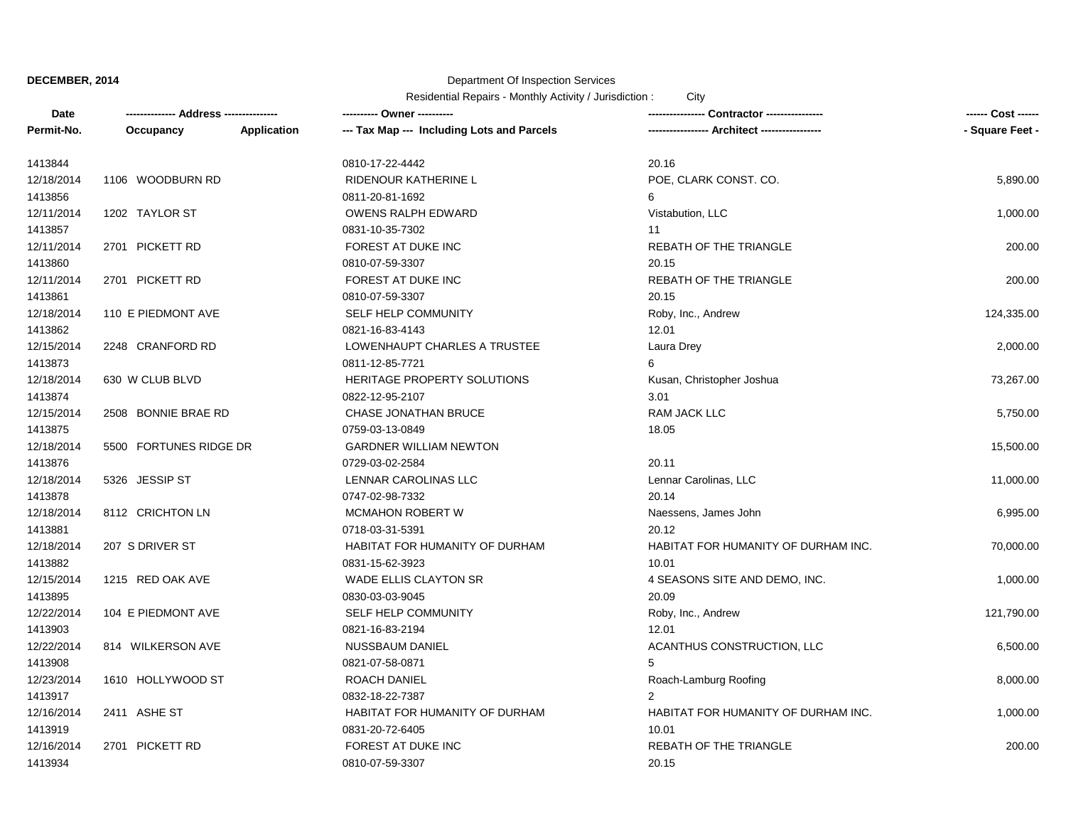**DECEMBER, 2014**

Department Of Inspection Services

Residential Repairs - Monthly Activity / Jurisdiction : City

| Date<br>Permit-No. | -------------- Address --------------<br>Occupancy | <br>Application | ---------- Owner ----------<br>--- Tax Map --- Including Lots and Parcels | ---------------- Contractor ----------------<br>----------------- Architect ----------------- | ------ Cost ------<br>- Square Feet - |
|---|---|---|---|---|---|
| 1413844 | | | 0810-17-22-4442 | 20.16 | |
| 12/18/2014 | 1106 WOODBURN RD | | RIDENOUR KATHERINE L | POE, CLARK CONST. CO. | 5,890.00 |
| 1413856 | | | 0811-20-81-1692 | 6 | |
| 12/11/2014 | 1202 TAYLOR ST | | OWENS RALPH EDWARD | Vistabution, LLC | 1,000.00 |
| 1413857 | | | 0831-10-35-7302 | 11 | |
| 12/11/2014 | 2701 PICKETT RD | | FOREST AT DUKE INC | REBATH OF THE TRIANGLE | 200.00 |
| 1413860 | | | 0810-07-59-3307 | 20.15 | |
| 12/11/2014 | 2701 PICKETT RD | | FOREST AT DUKE INC | REBATH OF THE TRIANGLE | 200.00 |
| 1413861 | | | 0810-07-59-3307 | 20.15 | |
| 12/18/2014 | 110 E PIEDMONT AVE | | SELF HELP COMMUNITY | Roby, Inc., Andrew | 124,335.00 |
| 1413862 | | | 0821-16-83-4143 | 12.01 | |
| 12/15/2014 | 2248 CRANFORD RD | | LOWENHAUPT CHARLES A TRUSTEE | Laura Drey | 2,000.00 |
| 1413873 | | | 0811-12-85-7721 | 6 | |
| 12/18/2014 | 630 W CLUB BLVD | | HERITAGE PROPERTY SOLUTIONS | Kusan, Christopher Joshua | 73,267.00 |
| 1413874 | | | 0822-12-95-2107 | 3.01 | |
| 12/15/2014 | 2508 BONNIE BRAE RD | | CHASE JONATHAN BRUCE | RAM JACK LLC | 5,750.00 |
| 1413875 | | | 0759-03-13-0849 | 18.05 | |
| 12/18/2014 | 5500 FORTUNES RIDGE DR | | GARDNER WILLIAM NEWTON | | 15,500.00 |
| 1413876 | | | 0729-03-02-2584 | 20.11 | |
| 12/18/2014 | 5326 JESSIP ST | | LENNAR CAROLINAS LLC | Lennar Carolinas, LLC | 11,000.00 |
| 1413878 | | | 0747-02-98-7332 | 20.14 | |
| 12/18/2014 | 8112 CRICHTON LN | | MCMAHON ROBERT W | Naessens, James John | 6,995.00 |
| 1413881 | | | 0718-03-31-5391 | 20.12 | |
| 12/18/2014 | 207 S DRIVER ST | | HABITAT FOR HUMANITY OF DURHAM | HABITAT FOR HUMANITY OF DURHAM INC. | 70,000.00 |
| 1413882 | | | 0831-15-62-3923 | 10.01 | |
| 12/15/2014 | 1215 RED OAK AVE | | WADE ELLIS CLAYTON SR | 4 SEASONS SITE AND DEMO, INC. | 1,000.00 |
| 1413895 | | | 0830-03-03-9045 | 20.09 | |
| 12/22/2014 | 104 E PIEDMONT AVE | | SELF HELP COMMUNITY | Roby, Inc., Andrew | 121,790.00 |
| 1413903 | | | 0821-16-83-2194 | 12.01 | |
| 12/22/2014 | 814 WILKERSON AVE | | NUSSBAUM DANIEL | ACANTHUS CONSTRUCTION, LLC | 6,500.00 |
| 1413908 | | | 0821-07-58-0871 | 5 | |
| 12/23/2014 | 1610 HOLLYWOOD ST | | ROACH DANIEL | Roach-Lamburg Roofing | 8,000.00 |
| 1413917 | | | 0832-18-22-7387 | 2 | |
| 12/16/2014 | 2411 ASHE ST | | HABITAT FOR HUMANITY OF DURHAM | HABITAT FOR HUMANITY OF DURHAM INC. | 1,000.00 |
| 1413919 | | | 0831-20-72-6405 | 10.01 | |
| 12/16/2014 | 2701 PICKETT RD | | FOREST AT DUKE INC | REBATH OF THE TRIANGLE | 200.00 |
| 1413934 | | | 0810-07-59-3307 | 20.15 | |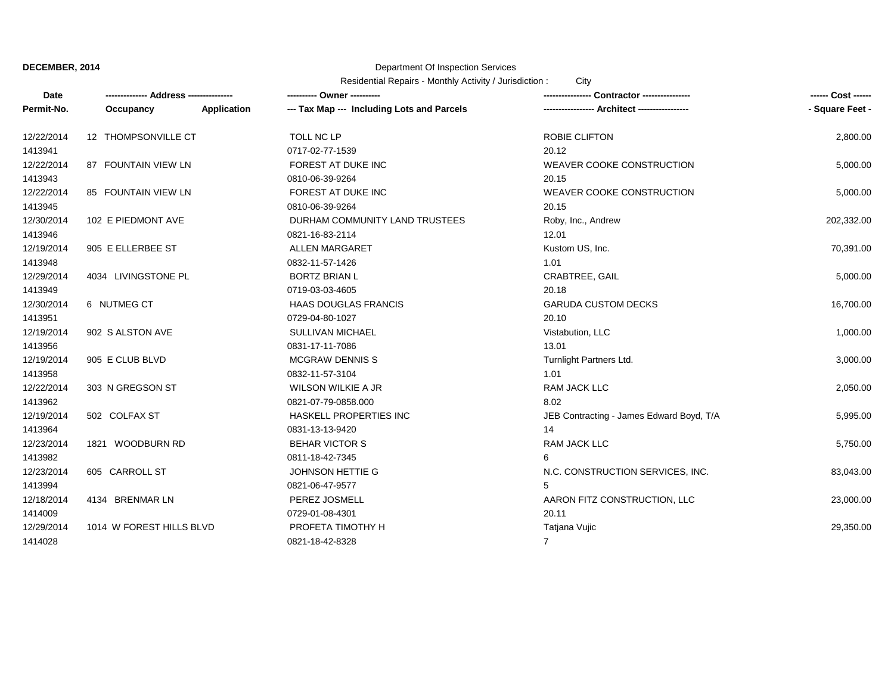**DECEMBER, 2014**

Department Of Inspection Services

Residential Repairs - Monthly Activity / Jurisdiction : City

| Date / Permit-No. | Address / Occupancy / Application | Owner / Tax Map (Including Lots and Parcels) | Contractor / Architect | Cost / Square Feet |
|---|---|---|---|---|
| 12/22/2014<br>1413941 | 12 THOMPSONVILLE CT | TOLL NC LP<br>0717-02-77-1539 | ROBIE CLIFTON<br>20.12 | 2,800.00 |
| 12/22/2014<br>1413943 | 87 FOUNTAIN VIEW LN | FOREST AT DUKE INC<br>0810-06-39-9264 | WEAVER COOKE CONSTRUCTION<br>20.15 | 5,000.00 |
| 12/22/2014<br>1413945 | 85 FOUNTAIN VIEW LN | FOREST AT DUKE INC<br>0810-06-39-9264 | WEAVER COOKE CONSTRUCTION<br>20.15 | 5,000.00 |
| 12/30/2014<br>1413946 | 102 E PIEDMONT AVE | DURHAM COMMUNITY LAND TRUSTEES<br>0821-16-83-2114 | Roby, Inc., Andrew<br>12.01 | 202,332.00 |
| 12/19/2014<br>1413948 | 905 E ELLERBEE ST | ALLEN MARGARET<br>0832-11-57-1426 | Kustom US, Inc.<br>1.01 | 70,391.00 |
| 12/29/2014<br>1413949 | 4034 LIVINGSTONE PL | BORTZ BRIAN L<br>0719-03-03-4605 | CRABTREE, GAIL<br>20.18 | 5,000.00 |
| 12/30/2014<br>1413951 | 6 NUTMEG CT | HAAS DOUGLAS FRANCIS<br>0729-04-80-1027 | GARUDA CUSTOM DECKS<br>20.10 | 16,700.00 |
| 12/19/2014<br>1413956 | 902 S ALSTON AVE | SULLIVAN MICHAEL<br>0831-17-11-7086 | Vistabution, LLC<br>13.01 | 1,000.00 |
| 12/19/2014<br>1413958 | 905 E CLUB BLVD | MCGRAW DENNIS S<br>0832-11-57-3104 | Turnlight Partners Ltd.<br>1.01 | 3,000.00 |
| 12/22/2014<br>1413962 | 303 N GREGSON ST | WILSON WILKIE A JR<br>0821-07-79-0858.000 | RAM JACK LLC<br>8.02 | 2,050.00 |
| 12/19/2014<br>1413964 | 502 COLFAX ST | HASKELL PROPERTIES INC<br>0831-13-13-9420 | JEB Contracting - James Edward Boyd, T/A<br>14 | 5,995.00 |
| 12/23/2014<br>1413982 | 1821 WOODBURN RD | BEHAR VICTOR S<br>0811-18-42-7345 | RAM JACK LLC<br>6 | 5,750.00 |
| 12/23/2014<br>1413994 | 605 CARROLL ST | JOHNSON HETTIE G<br>0821-06-47-9577 | N.C. CONSTRUCTION SERVICES, INC.<br>5 | 83,043.00 |
| 12/18/2014<br>1414009 | 4134 BRENMAR LN | PEREZ JOSMELL<br>0729-01-08-4301 | AARON FITZ CONSTRUCTION, LLC<br>20.11 | 23,000.00 |
| 12/29/2014<br>1414028 | 1014 W FOREST HILLS BLVD | PROFETA TIMOTHY H<br>0821-18-42-8328 | Tatjana Vujic<br>7 | 29,350.00 |